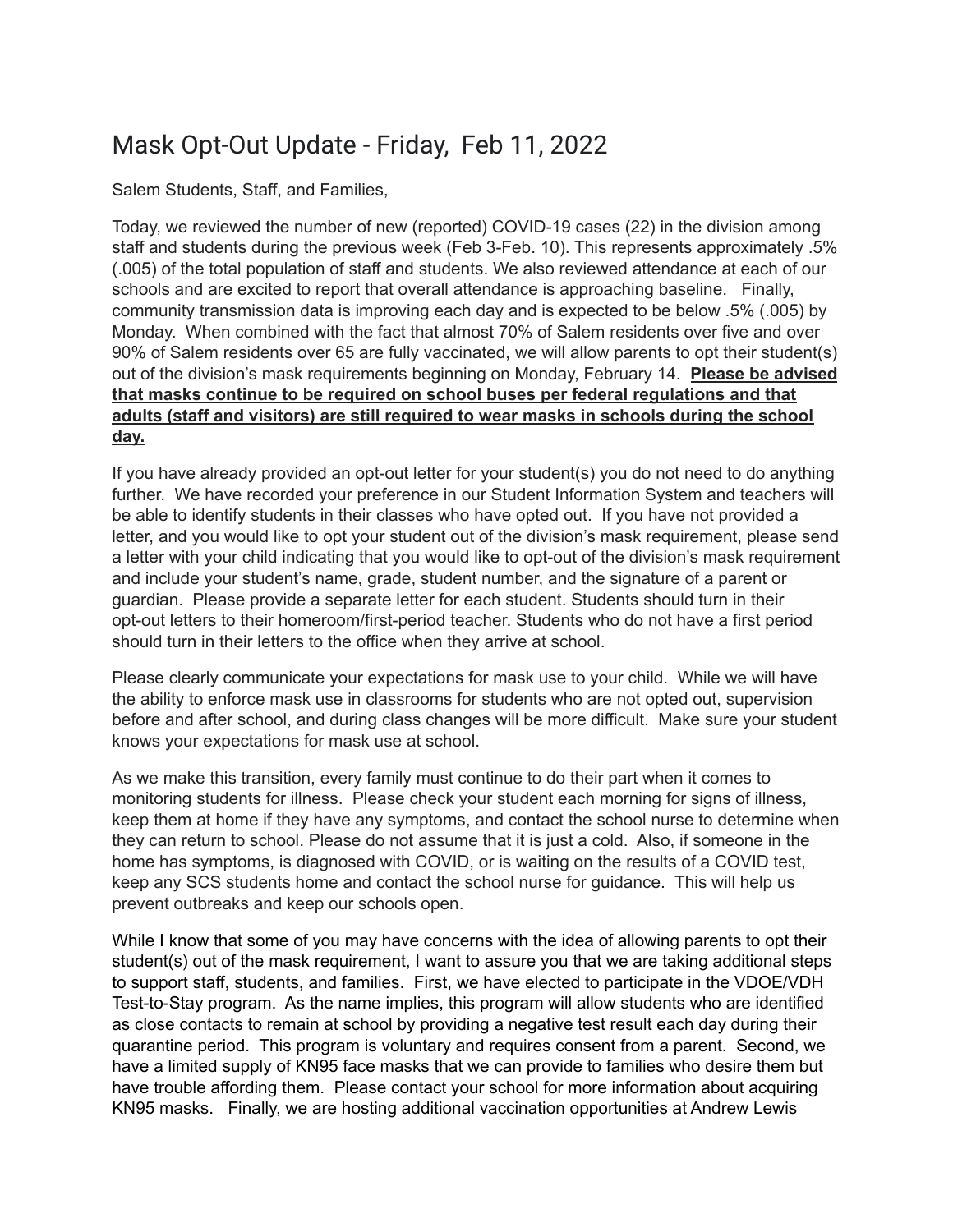# Mask Opt-Out Update - Friday, Feb 11, 2022

Salem Students, Staff, and Families,

Today, we reviewed the number of new (reported) COVID-19 cases (22) in the division among staff and students during the previous week (Feb 3-Feb. 10). This represents approximately .5% (.005) of the total population of staff and students. We also reviewed attendance at each of our schools and are excited to report that overall attendance is approaching baseline. Finally, community transmission data is improving each day and is expected to be below .5% (.005) by Monday. When combined with the fact that almost 70% of Salem residents over five and over 90% of Salem residents over 65 are fully vaccinated, we will allow parents to opt their student(s) out of the division's mask requirements beginning on Monday, February 14. **Please be advised that masks continue to be required on school buses per federal regulations and that adults (staff and visitors) are still required to wear masks in schools during the school day.**

If you have already provided an opt-out letter for your student(s) you do not need to do anything further. We have recorded your preference in our Student Information System and teachers will be able to identify students in their classes who have opted out. If you have not provided a letter, and you would like to opt your student out of the division's mask requirement, please send a letter with your child indicating that you would like to opt-out of the division's mask requirement and include your student's name, grade, student number, and the signature of a parent or guardian. Please provide a separate letter for each student. Students should turn in their opt-out letters to their homeroom/first-period teacher. Students who do not have a first period should turn in their letters to the office when they arrive at school.

Please clearly communicate your expectations for mask use to your child. While we will have the ability to enforce mask use in classrooms for students who are not opted out, supervision before and after school, and during class changes will be more difficult. Make sure your student knows your expectations for mask use at school.

As we make this transition, every family must continue to do their part when it comes to monitoring students for illness. Please check your student each morning for signs of illness, keep them at home if they have any symptoms, and contact the school nurse to determine when they can return to school. Please do not assume that it is just a cold. Also, if someone in the home has symptoms, is diagnosed with COVID, or is waiting on the results of a COVID test, keep any SCS students home and contact the school nurse for guidance. This will help us prevent outbreaks and keep our schools open.

While I know that some of you may have concerns with the idea of allowing parents to opt their student(s) out of the mask requirement, I want to assure you that we are taking additional steps to support staff, students, and families. First, we have elected to participate in the VDOE/VDH Test-to-Stay program. As the name implies, this program will allow students who are identified as close contacts to remain at school by providing a negative test result each day during their quarantine period. This program is voluntary and requires consent from a parent. Second, we have a limited supply of KN95 face masks that we can provide to families who desire them but have trouble affording them. Please contact your school for more information about acquiring KN95 masks. Finally, we are hosting additional vaccination opportunities at Andrew Lewis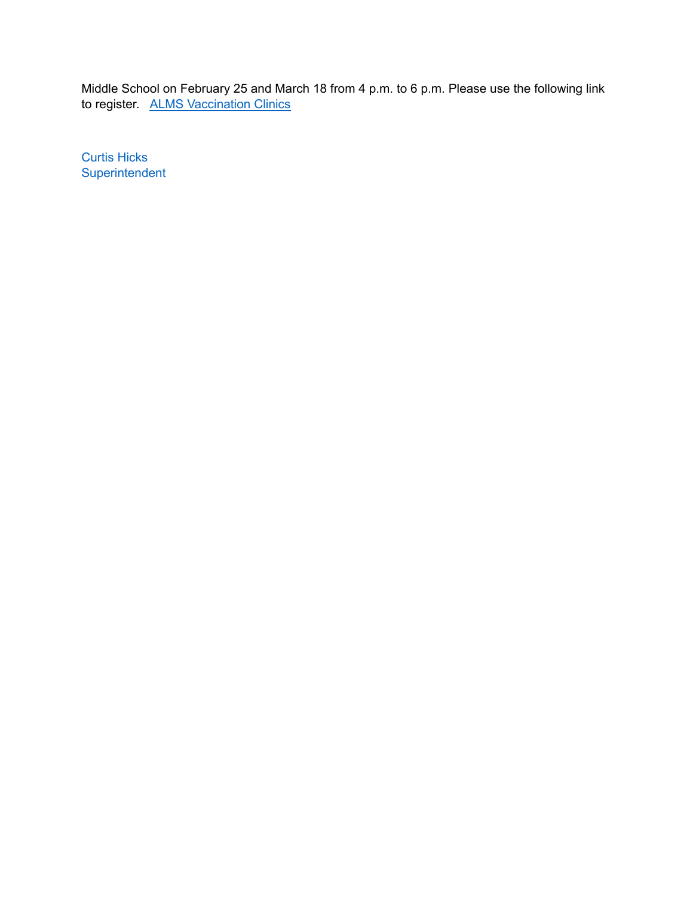Middle School on February 25 and March 18 from 4 p.m. to 6 p.m. Please use the following link to register. [ALMS Vaccination Clinics]

Curtis Hicks
Superintendent